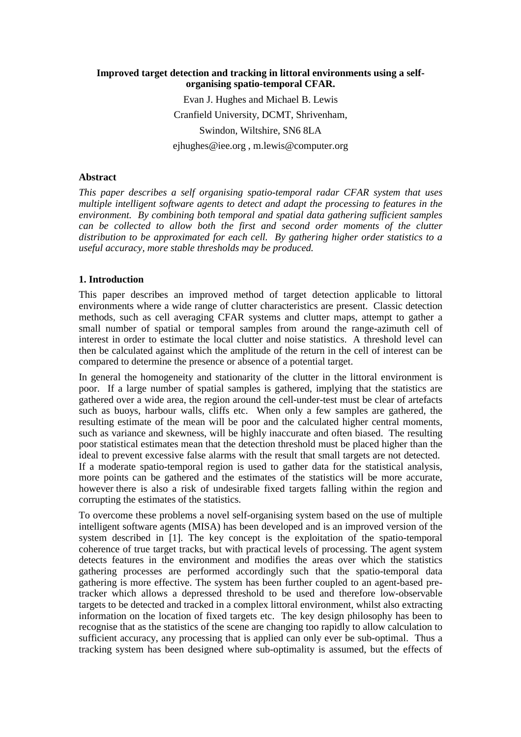# Improved target detection and tracking in littoral environments using a self-organising spatio-temporal CFAR.

Evan J. Hughes and Michael B. Lewis

Cranfield University, DCMT, Shrivenham,

Swindon, Wiltshire, SN6 8LA

ejhughes@iee.org , m.lewis@computer.org

## Abstract

*This paper describes a self organising spatio-temporal radar CFAR system that uses multiple intelligent software agents to detect and adapt the processing to features in the environment. By combining both temporal and spatial data gathering sufficient samples can be collected to allow both the first and second order moments of the clutter distribution to be approximated for each cell. By gathering higher order statistics to a useful accuracy, more stable thresholds may be produced.*

## 1. Introduction

This paper describes an improved method of target detection applicable to littoral environments where a wide range of clutter characteristics are present. Classic detection methods, such as cell averaging CFAR systems and clutter maps, attempt to gather a small number of spatial or temporal samples from around the range-azimuth cell of interest in order to estimate the local clutter and noise statistics. A threshold level can then be calculated against which the amplitude of the return in the cell of interest can be compared to determine the presence or absence of a potential target.

In general the homogeneity and stationarity of the clutter in the littoral environment is poor. If a large number of spatial samples is gathered, implying that the statistics are gathered over a wide area, the region around the cell-under-test must be clear of artefacts such as buoys, harbour walls, cliffs etc. When only a few samples are gathered, the resulting estimate of the mean will be poor and the calculated higher central moments, such as variance and skewness, will be highly inaccurate and often biased. The resulting poor statistical estimates mean that the detection threshold must be placed higher than the ideal to prevent excessive false alarms with the result that small targets are not detected. If a moderate spatio-temporal region is used to gather data for the statistical analysis, more points can be gathered and the estimates of the statistics will be more accurate, however there is also a risk of undesirable fixed targets falling within the region and corrupting the estimates of the statistics.

To overcome these problems a novel self-organising system based on the use of multiple intelligent software agents (MISA) has been developed and is an improved version of the system described in [1]. The key concept is the exploitation of the spatio-temporal coherence of true target tracks, but with practical levels of processing. The agent system detects features in the environment and modifies the areas over which the statistics gathering processes are performed accordingly such that the spatio-temporal data gathering is more effective. The system has been further coupled to an agent-based pre-tracker which allows a depressed threshold to be used and therefore low-observable targets to be detected and tracked in a complex littoral environment, whilst also extracting information on the location of fixed targets etc. The key design philosophy has been to recognise that as the statistics of the scene are changing too rapidly to allow calculation to sufficient accuracy, any processing that is applied can only ever be sub-optimal. Thus a tracking system has been designed where sub-optimality is assumed, but the effects of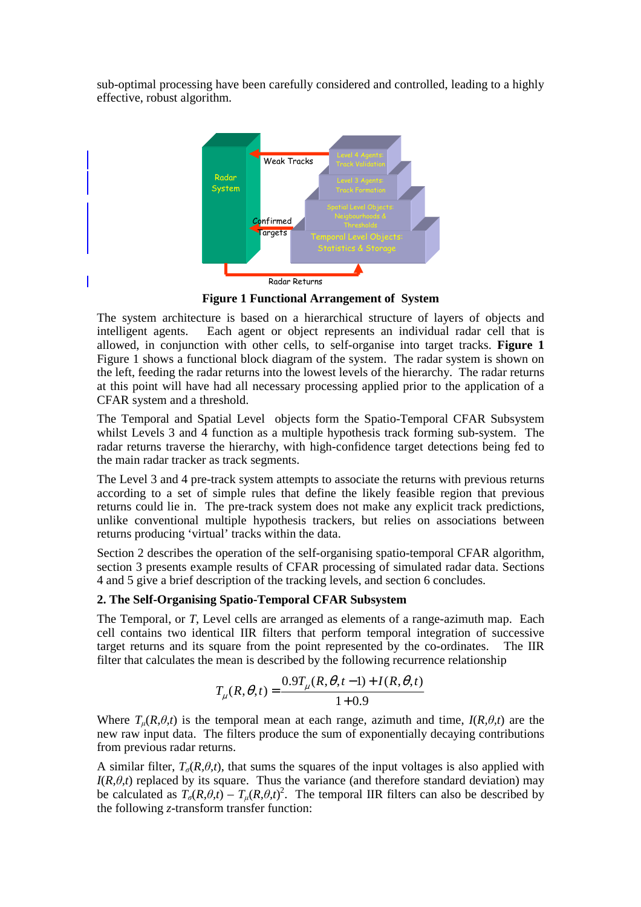sub-optimal processing have been carefully considered and controlled, leading to a highly effective, robust algorithm.

**Figure 1 Functional Arrangement of System**

The system architecture is based on a hierarchical structure of layers of objects and intelligent agents. Each agent or object represents an individual radar cell that is allowed, in conjunction with other cells, to self-organise into target tracks. **Figure 1** Figure 1 shows a functional block diagram of the system. The radar system is shown on the left, feeding the radar returns into the lowest levels of the hierarchy. The radar returns at this point will have had all necessary processing applied prior to the application of a CFAR system and a threshold.

The Temporal and Spatial Level objects form the Spatio-Temporal CFAR Subsystem whilst Levels 3 and 4 function as a multiple hypothesis track forming sub-system. The radar returns traverse the hierarchy, with high-confidence target detections being fed to the main radar tracker as track segments.

The Level 3 and 4 pre-track system attempts to associate the returns with previous returns according to a set of simple rules that define the likely feasible region that previous returns could lie in. The pre-track system does not make any explicit track predictions, unlike conventional multiple hypothesis trackers, but relies on associations between returns producing 'virtual' tracks within the data.

Section 2 describes the operation of the self-organising spatio-temporal CFAR algorithm, section 3 presents example results of CFAR processing of simulated radar data. Sections 4 and 5 give a brief description of the tracking levels, and section 6 concludes.

## 2. The Self-Organising Spatio-Temporal CFAR Subsystem

The Temporal, or *T*, Level cells are arranged as elements of a range-azimuth map. Each cell contains two identical IIR filters that perform temporal integration of successive target returns and its square from the point represented by the co-ordinates. The IIR filter that calculates the mean is described by the following recurrence relationship

$$T_{\mu}(R,\theta,t) = \frac{0.9T_{\mu}(R,\theta,t-1) + I(R,\theta,t)}{1+0.9}$$

Where $T_{\mu}(R,\theta,t)$ is the temporal mean at each range, azimuth and time, $I(R,\theta,t)$ are the new raw input data. The filters produce the sum of exponentially decaying contributions from previous radar returns.

A similar filter, $T_{\sigma}(R,\theta,t)$, that sums the squares of the input voltages is also applied with $I(R,\theta,t)$ replaced by its square. Thus the variance (and therefore standard deviation) may be calculated as $T_{\sigma}(R,\theta,t) - T_{\mu}(R,\theta,t)^2$. The temporal IIR filters can also be described by the following *z*-transform transfer function: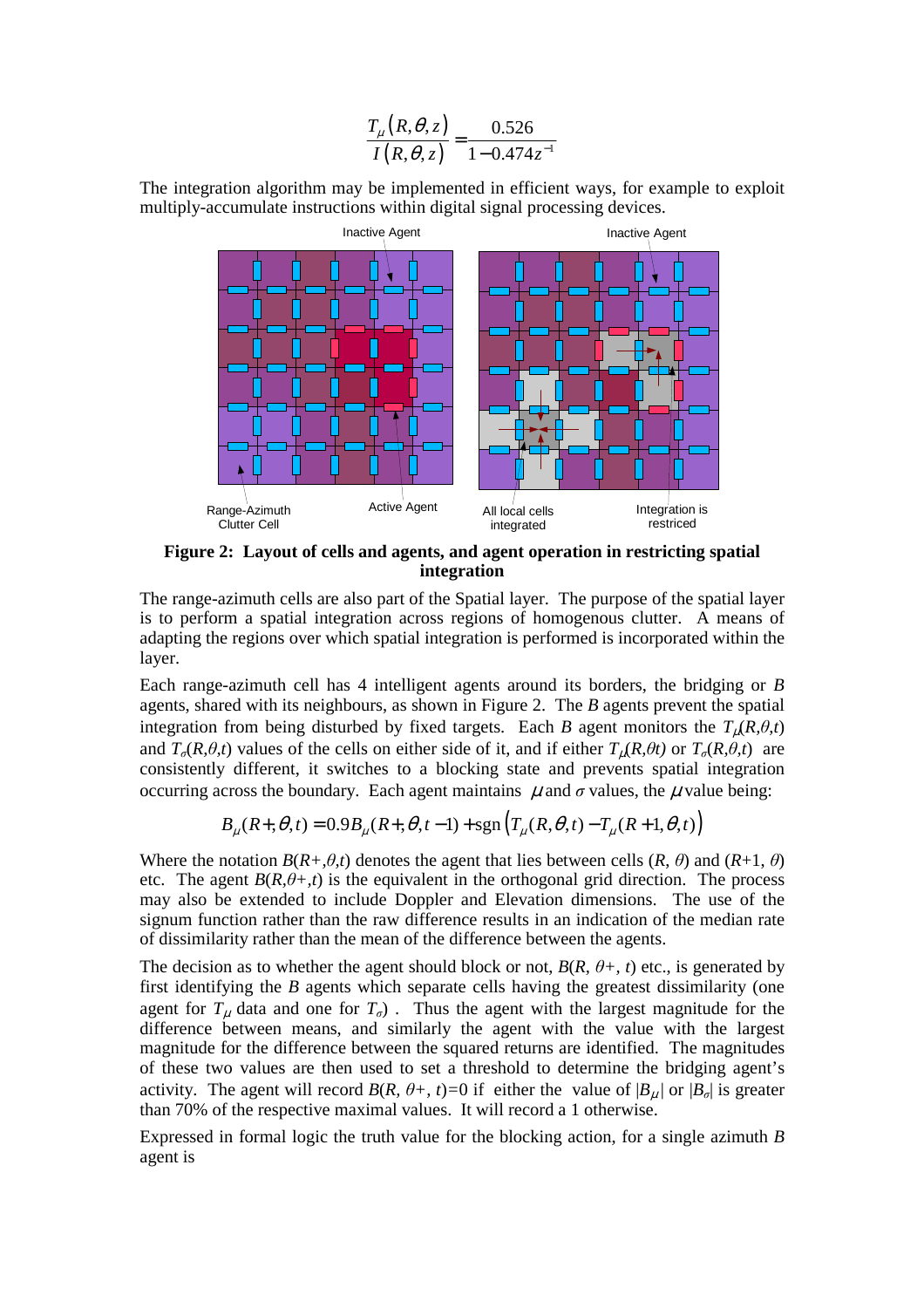$$\frac{T_\mu(R,\theta,z)}{I(R,\theta,z)} = \frac{0.526}{1-0.474z^{-1}}$$

The integration algorithm may be implemented in efficient ways, for example to exploit multiply-accumulate instructions within digital signal processing devices.

**Figure 2: Layout of cells and agents, and agent operation in restricting spatial integration**

The range-azimuth cells are also part of the Spatial layer. The purpose of the spatial layer is to perform a spatial integration across regions of homogenous clutter. A means of adapting the regions over which spatial integration is performed is incorporated within the layer.

Each range-azimuth cell has 4 intelligent agents around its borders, the bridging or *B* agents, shared with its neighbours, as shown in Figure 2. The *B* agents prevent the spatial integration from being disturbed by fixed targets. Each *B* agent monitors the $T_\mu(R,\theta,t)$ and $T_\sigma(R,\theta,t)$ values of the cells on either side of it, and if either $T_\mu(R,\theta t)$ or $T_\sigma(R,\theta,t)$ are consistently different, it switches to a blocking state and prevents spatial integration occurring across the boundary. Each agent maintains $\mu$ and $\sigma$ values, the $\mu$ value being:

$$B_\mu(R+,\theta,t) = 0.9B_\mu(R+,\theta,t-1) + \mathrm{sgn}\left(T_\mu(R,\theta,t) - T_\mu(R+1,\theta,t)\right)$$

Where the notation $B(R+,\theta,t)$ denotes the agent that lies between cells $(R, \theta)$ and $(R+1, \theta)$ etc. The agent $B(R,\theta+,t)$ is the equivalent in the orthogonal grid direction. The process may also be extended to include Doppler and Elevation dimensions. The use of the signum function rather than the raw difference results in an indication of the median rate of dissimilarity rather than the mean of the difference between the agents.

The decision as to whether the agent should block or not, $B(R, \theta+, t)$ etc., is generated by first identifying the *B* agents which separate cells having the greatest dissimilarity (one agent for $T_\mu$ data and one for $T_\sigma$). Thus the agent with the largest magnitude for the difference between means, and similarly the agent with the value with the largest magnitude for the difference between the squared returns are identified. The magnitudes of these two values are then used to set a threshold to determine the bridging agent's activity. The agent will record $B(R, \theta+, t)=0$ if either the value of $|B_\mu|$ or $|B_\sigma|$ is greater than 70% of the respective maximal values. It will record a 1 otherwise.

Expressed in formal logic the truth value for the blocking action, for a single azimuth *B* agent is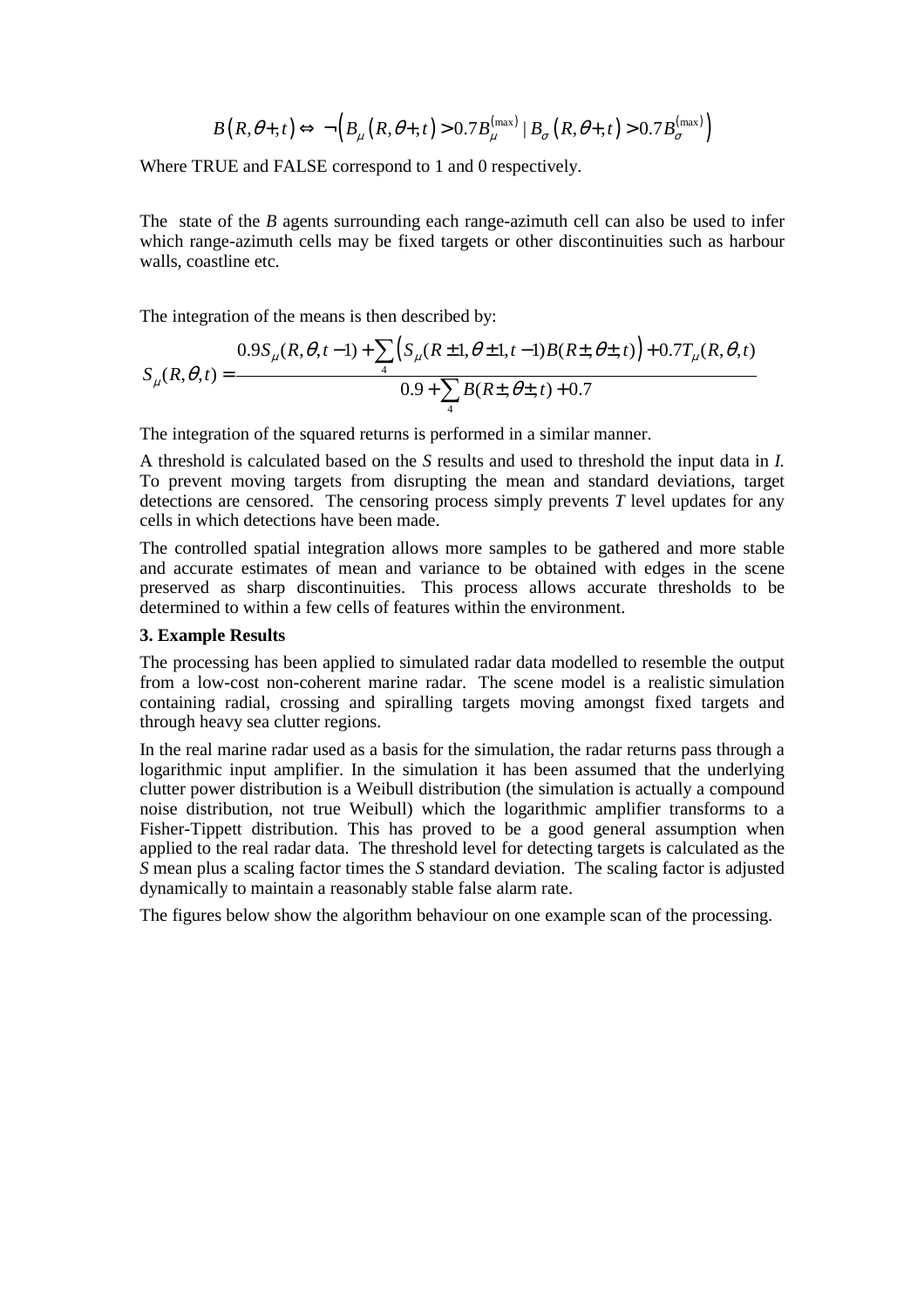$$B\left(R,\theta+,t\right) \Leftrightarrow \neg\left(B_{\mu}\left(R,\theta+,t\right) > 0.7B_{\mu}^{(\max)} \mid B_{\sigma}\left(R,\theta+,t\right) > 0.7B_{\sigma}^{(\max)}\right)$$

Where TRUE and FALSE correspond to 1 and 0 respectively.

The state of the *B* agents surrounding each range-azimuth cell can also be used to infer which range-azimuth cells may be fixed targets or other discontinuities such as harbour walls, coastline etc.

The integration of the means is then described by:

$$S_{\mu}(R,\theta,t) = \frac{0.9S_{\mu}(R,\theta,t-1) + \sum_{4}\left(S_{\mu}(R\pm 1,\theta \pm 1,t-1)B(R\pm,\theta\pm,t)\right) + 0.7T_{\mu}(R,\theta,t)}{0.9 + \sum_{4} B(R\pm,\theta\pm,t) + 0.7}$$

The integration of the squared returns is performed in a similar manner.

A threshold is calculated based on the *S* results and used to threshold the input data in *I.* To prevent moving targets from disrupting the mean and standard deviations, target detections are censored. The censoring process simply prevents *T* level updates for any cells in which detections have been made.

The controlled spatial integration allows more samples to be gathered and more stable and accurate estimates of mean and variance to be obtained with edges in the scene preserved as sharp discontinuities. This process allows accurate thresholds to be determined to within a few cells of features within the environment.

**3. Example Results**

The processing has been applied to simulated radar data modelled to resemble the output from a low-cost non-coherent marine radar. The scene model is a realistic simulation containing radial, crossing and spiralling targets moving amongst fixed targets and through heavy sea clutter regions.

In the real marine radar used as a basis for the simulation, the radar returns pass through a logarithmic input amplifier. In the simulation it has been assumed that the underlying clutter power distribution is a Weibull distribution (the simulation is actually a compound noise distribution, not true Weibull) which the logarithmic amplifier transforms to a Fisher-Tippett distribution. This has proved to be a good general assumption when applied to the real radar data. The threshold level for detecting targets is calculated as the *S* mean plus a scaling factor times the *S* standard deviation. The scaling factor is adjusted dynamically to maintain a reasonably stable false alarm rate.

The figures below show the algorithm behaviour on one example scan of the processing.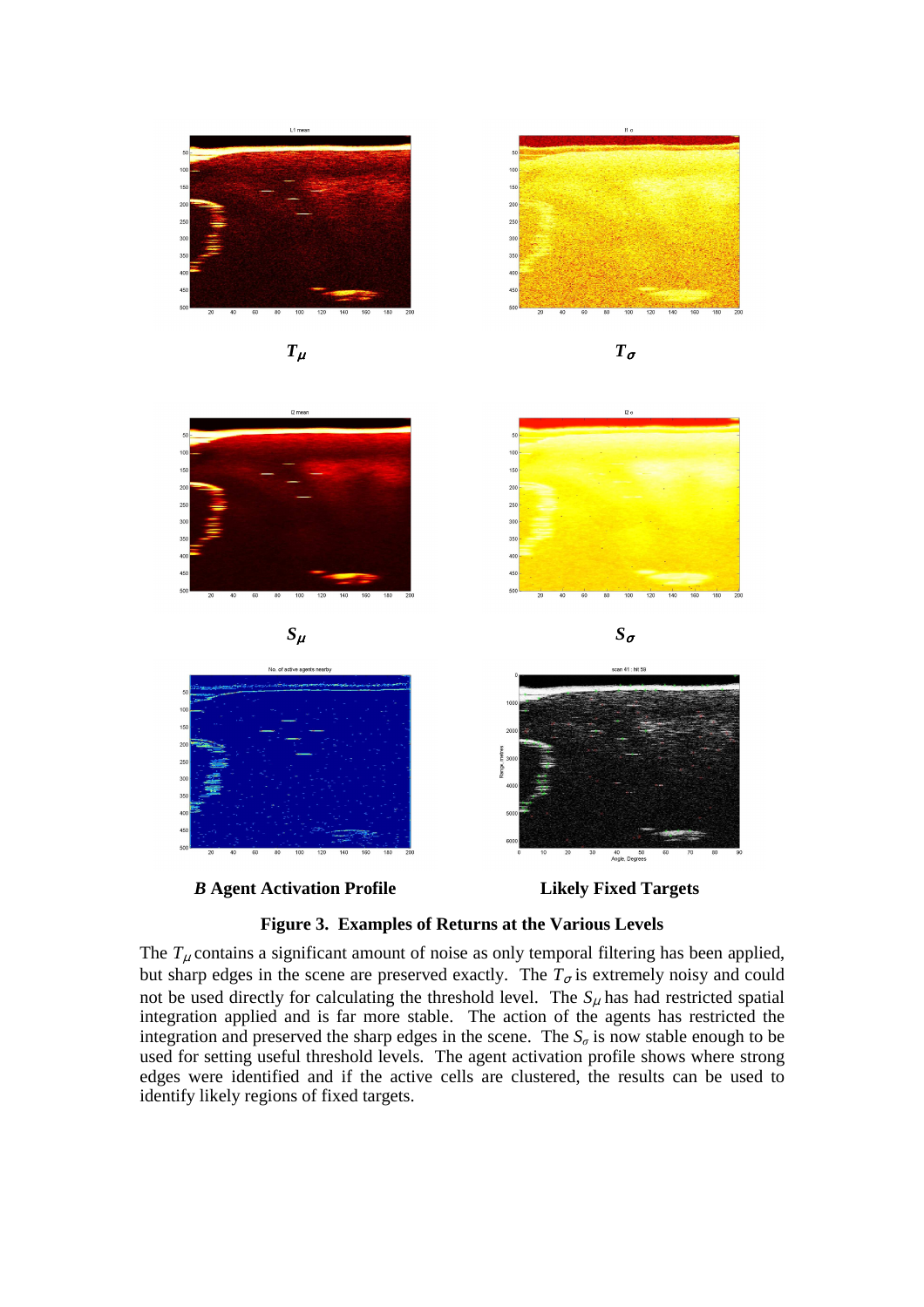$T_\mu$

$T_\sigma$

$S_\mu$

$S_\sigma$

***B* Agent Activation Profile**

**Likely Fixed Targets**

**Figure 3. Examples of Returns at the Various Levels**

The $T_\mu$ contains a significant amount of noise as only temporal filtering has been applied, but sharp edges in the scene are preserved exactly. The $T_\sigma$ is extremely noisy and could not be used directly for calculating the threshold level. The $S_\mu$ has had restricted spatial integration applied and is far more stable. The action of the agents has restricted the integration and preserved the sharp edges in the scene. The $S_\sigma$ is now stable enough to be used for setting useful threshold levels. The agent activation profile shows where strong edges were identified and if the active cells are clustered, the results can be used to identify likely regions of fixed targets.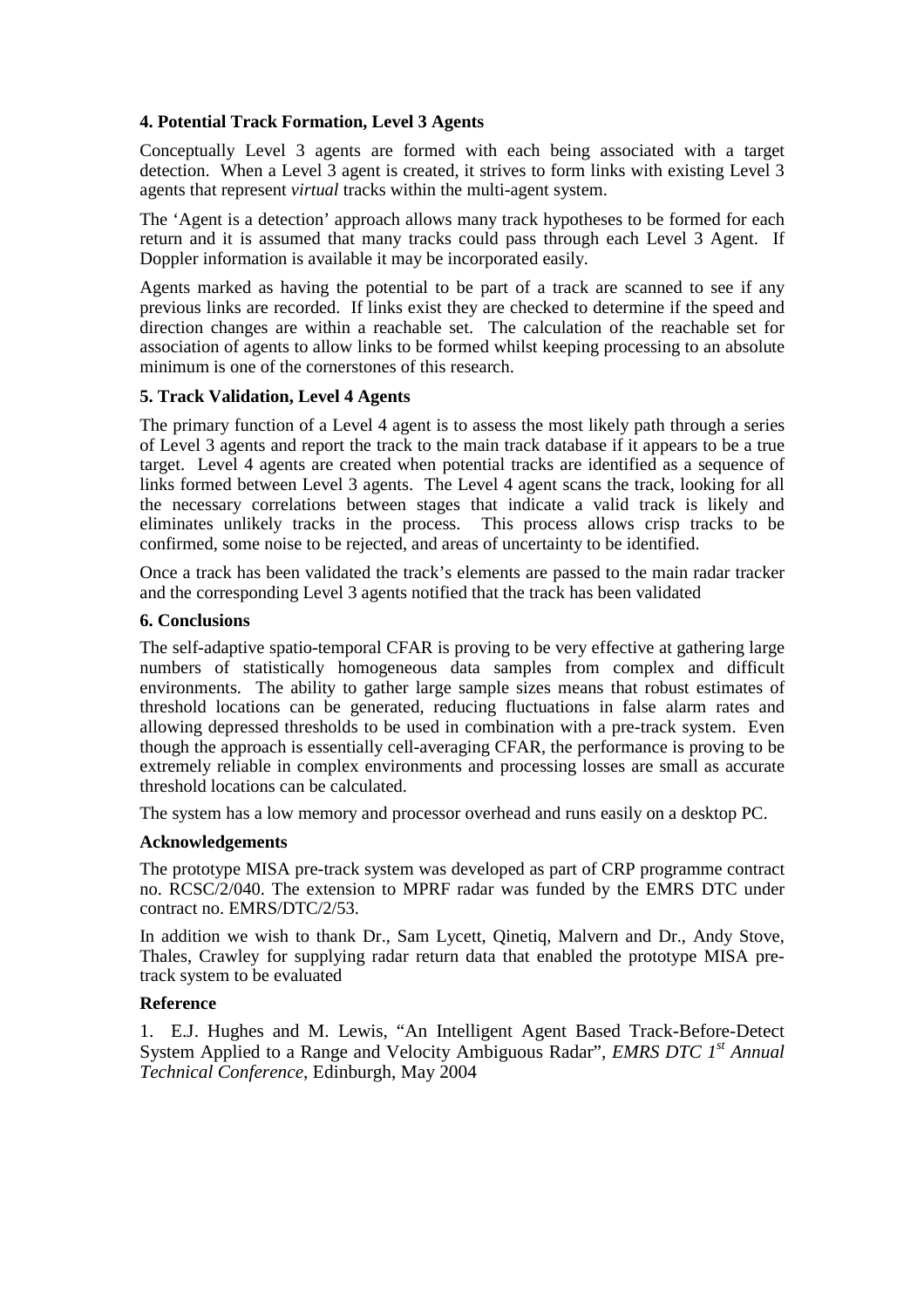## 4. Potential Track Formation, Level 3 Agents

Conceptually Level 3 agents are formed with each being associated with a target detection. When a Level 3 agent is created, it strives to form links with existing Level 3 agents that represent *virtual* tracks within the multi-agent system.

The 'Agent is a detection' approach allows many track hypotheses to be formed for each return and it is assumed that many tracks could pass through each Level 3 Agent. If Doppler information is available it may be incorporated easily.

Agents marked as having the potential to be part of a track are scanned to see if any previous links are recorded. If links exist they are checked to determine if the speed and direction changes are within a reachable set. The calculation of the reachable set for association of agents to allow links to be formed whilst keeping processing to an absolute minimum is one of the cornerstones of this research.

## 5. Track Validation, Level 4 Agents

The primary function of a Level 4 agent is to assess the most likely path through a series of Level 3 agents and report the track to the main track database if it appears to be a true target. Level 4 agents are created when potential tracks are identified as a sequence of links formed between Level 3 agents. The Level 4 agent scans the track, looking for all the necessary correlations between stages that indicate a valid track is likely and eliminates unlikely tracks in the process. This process allows crisp tracks to be confirmed, some noise to be rejected, and areas of uncertainty to be identified.

Once a track has been validated the track's elements are passed to the main radar tracker and the corresponding Level 3 agents notified that the track has been validated

## 6. Conclusions

The self-adaptive spatio-temporal CFAR is proving to be very effective at gathering large numbers of statistically homogeneous data samples from complex and difficult environments. The ability to gather large sample sizes means that robust estimates of threshold locations can be generated, reducing fluctuations in false alarm rates and allowing depressed thresholds to be used in combination with a pre-track system. Even though the approach is essentially cell-averaging CFAR, the performance is proving to be extremely reliable in complex environments and processing losses are small as accurate threshold locations can be calculated.

The system has a low memory and processor overhead and runs easily on a desktop PC.

## Acknowledgements

The prototype MISA pre-track system was developed as part of CRP programme contract no. RCSC/2/040. The extension to MPRF radar was funded by the EMRS DTC under contract no. EMRS/DTC/2/53.

In addition we wish to thank Dr., Sam Lycett, Qinetiq, Malvern and Dr., Andy Stove, Thales, Crawley for supplying radar return data that enabled the prototype MISA pre-track system to be evaluated

## Reference

1. E.J. Hughes and M. Lewis, "An Intelligent Agent Based Track-Before-Detect System Applied to a Range and Velocity Ambiguous Radar", *EMRS DTC 1st Annual Technical Conference*, Edinburgh, May 2004